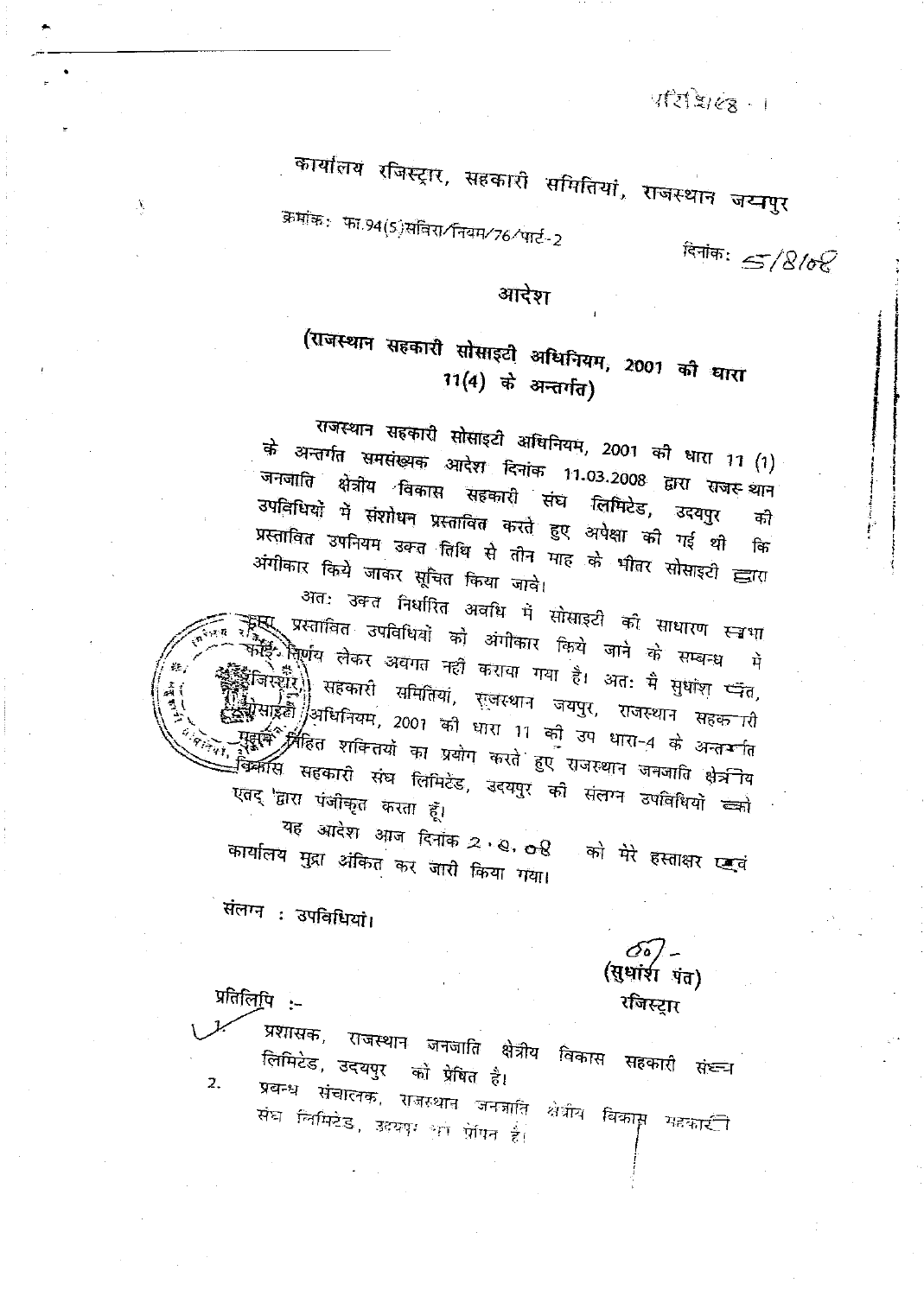परिशिष्ट - I

# कार्यालय रजिस्ट्रार, सहकारी समितियां, राजस्थान जयपुर

क्रमांक: फा.94(5)सविरा/नियम/76/पार्ट-2

दिनांक: 5/8/08

## आदेश

### (राजस्थान सहकारी सोसाइटी अधिनियम, 2001 की धारा 11(4) के अन्तर्गत)

राजस्थान सहकारी सोसाइटी अधिनियम, 2001 की धारा 11 (1) के अन्तर्गत समसंख्यक आदेश दिनांक 11.03.2008 द्वारा राजस्थान जनजाति क्षेत्रीय विकास सहकारी संघ लिमिटेड, उदयपुर की उपविधियों में संशोधन प्रस्तावित करते हुए अपेक्षा की गई थी कि प्रस्तावित उपनियम उक्त तिथि से तीन माह के भीतर सोसाइटी द्वारा अंगीकार किये जाकर सूचित किया जावे।

अतः उक्त निर्धारित अवधि में सोसाइटी की साधारण सभा द्वारा प्रस्तावित उपविधियों को अंगीकार किये जाने के सम्बन्ध में कोई निर्णय लेकर अवगत नहीं कराया गया है। अतः मैं सुधांश पंत, रजिस्ट्रार, सहकारी समितियां, राजस्थान जयपुर, राजस्थान सहकारी सोसाइटी अधिनियम, 2001 की धारा 11 की उप धारा-4 के अन्तर्गत मुझमें निहित शक्तियों का प्रयोग करते हुए राजस्थान जनजाति क्षेत्रीय विकास सहकारी संघ लिमिटेड, उदयपुर की संलग्न उपविधियों को एतद् द्वारा पंजीकृत करता हूँ।

यह आदेश आज दिनांक 2.8.08 को मेरे हस्ताक्षर एवं कार्यालय मुद्रा अंकित कर जारी किया गया।

संलग्न : उपविधियां।

(सुधांश पंत)
रजिस्ट्रार

प्रतिलिपि :-

1. प्रशासक, राजस्थान जनजाति क्षेत्रीय विकास सहकारी संघ लिमिटेड, उदयपुर को प्रेषित है।
2. प्रबन्ध संचालक, राजस्थान जनजाति क्षेत्रीय विकास सहकारी संघ लिमिटेड, उदयपुर को प्रेषित है।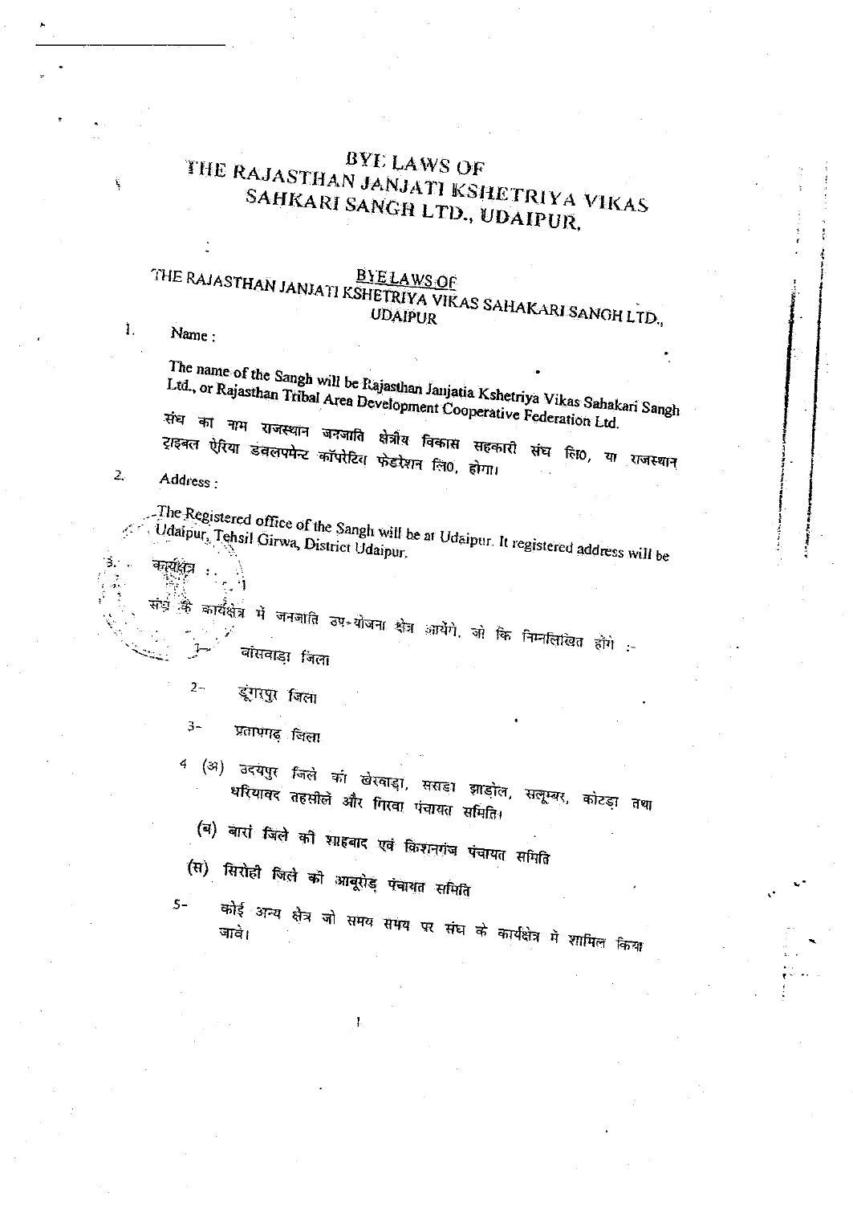# BYE LAWS OF THE RAJASTHAN JANJATI KSHETRIYA VIKAS SAHKARI SANGH LTD., UDAIPUR.

## BYE LAWS OF THE RAJASTHAN JANJATI KSHETRIYA VIKAS SAHAKARI SANGH LTD., UDAIPUR

1. **Name :**

   The name of the Sangh will be Rajasthan Janjatia Kshetriya Vikas Sahakari Sangh Ltd., or Rajasthan Tribal Area Development Cooperative Federation Ltd.

   संघ का नाम राजस्थान जनजाति क्षेत्रीय विकास सहकारी संघ लि0, या राजस्थान ट्राइबल ऐरिया डवलपमेन्ट कॉपरेटिव फेडरेशन लि0, होगा।

2. **Address :**

   The Registered office of the Sangh will be at Udaipur. It registered address will be Udaipur, Tehsil Girwa, District Udaipur.

3. **कार्यक्षेत्र :**

   संघ के कार्यक्षेत्र में जनजाति उप-योजना क्षेत्र आयेंगे, जो कि निम्नलिखित होंगे :-

   1- बांसवाड़ा जिला

   2- डूंगरपुर जिला

   3- प्रतापगढ़ जिला

   4 (अ) उदयपुर जिले की खेरवाड़ा, सराड़ा झाड़ोल, सलूम्बर, कोटड़ा तथा धरियावद तहसीलें और गिरवा पंचायत समिति।

   (ब) बारां जिले की शाहबाद एवं किशनगंज पंचायत समिति

   (स) सिरोही जिले की आबूरोड़ पंचायत समिति

   5- कोई अन्य क्षेत्र जो समय समय पर संघ के कार्यक्षेत्र में शामिल किया जावे।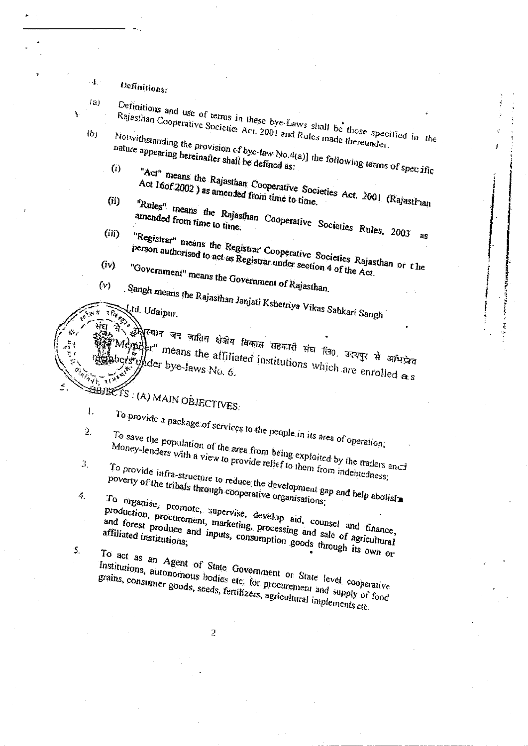4. **Definitions:**

(a) Definitions and use of terms in these bye-Laws shall be those specified in the Rajasthan Cooperative Societies Act. 2001 and Rules made thereunder.

(b) Notwithstanding the provision of bye-law No.4(a)] the following terms of specific nature appearing hereinafter shall be defined as:

(i) "Act" means the Rajasthan Cooperative Societies Act. 2001 (Rajasthan Act 16of 2002 ) as amended from time to time.

(ii) "Rules" means the Rajasthan Cooperative Societies Rules, 2003 as amended from time to time.

(iii) "Registrar" means the Registrar Cooperative Societies Rajasthan or the person authorised to act as Registrar under section 4 of the Act.

(iv) "Government" means the Government of Rajasthan.

(v) Sangh means the Rajasthan Janjati Kshetriya Vikas Sahkari Sangh Ltd. Udaipur.

राजस्थान जन जातिय क्षेत्रीय विकास सहकारी संघ लि0. उदयपुर से अभिप्रेत

"Member" means the affiliated institutions which are enrolled as members under bye-laws No. 6.

5. **OBJECTS : (A) MAIN OBJECTIVES:**

1. To provide a package of services to the people in its area of operation;

2. To save the population of the area from being exploited by the traders and Money-lenders with a view to provide relief to them from indebtedness;

3. To provide infra-structure to reduce the development gap and help abolish poverty of the tribals through cooperative organisations;

4. To organise, promote, supervise, develop aid, counsel and finance, production, procurement, marketing, processing and sale of agricultural and forest produce and inputs, consumption goods through its own or affiliated institutions;

5. To act as an Agent of State Government or State level cooperative Institutions, autonomous bodies etc. for procurement and supply of food grains, consumer goods, seeds, fertilizers, agricultural implements etc.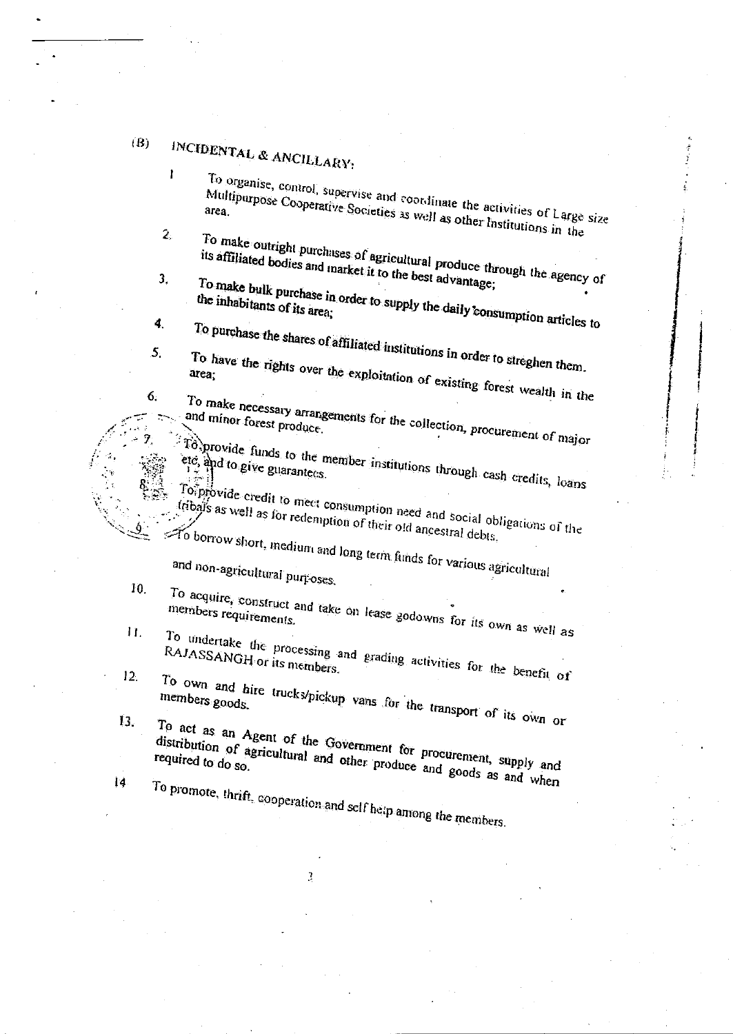## (B) INCIDENTAL & ANCILLARY:

1. To organise, control, supervise and coordinate the activities of Large size Multipurpose Cooperative Societies as well as other Institutions in the area.

2. To make outright purchases of agricultural produce through the agency of its affiliated bodies and market it to the best advantage;

3. To make bulk purchase in order to supply the daily consumption articles to the inhabitants of its area;

4. To purchase the shares of affiliated institutions in order to streghen them.

5. To have the rights over the exploitation of existing forest wealth in the area;

6. To make necessary arrangements for the collection, procurement of major and minor forest produce.

7. To provide funds to the member institutions through cash credits, loans etc, and to give guarantees.

8. To provide credit to meet consumption need and social obligations of the tribals as well as for redemption of their old ancestral debts.

9. To borrow short, medium and long term funds for various agricultural and non-agricultural purposes.

10. To acquire, construct and take on lease godowns for its own as well as members requirements.

11. To undertake the processing and grading activities for the benefit of RAJASSANGH or its members.

12. To own and hire trucks/pickup vans for the transport of its own or members goods.

13. To act as an Agent of the Government for procurement, supply and distribution of agricultural and other produce and goods as and when required to do so.

14. To promote, thrift, cooperation and self help among the members.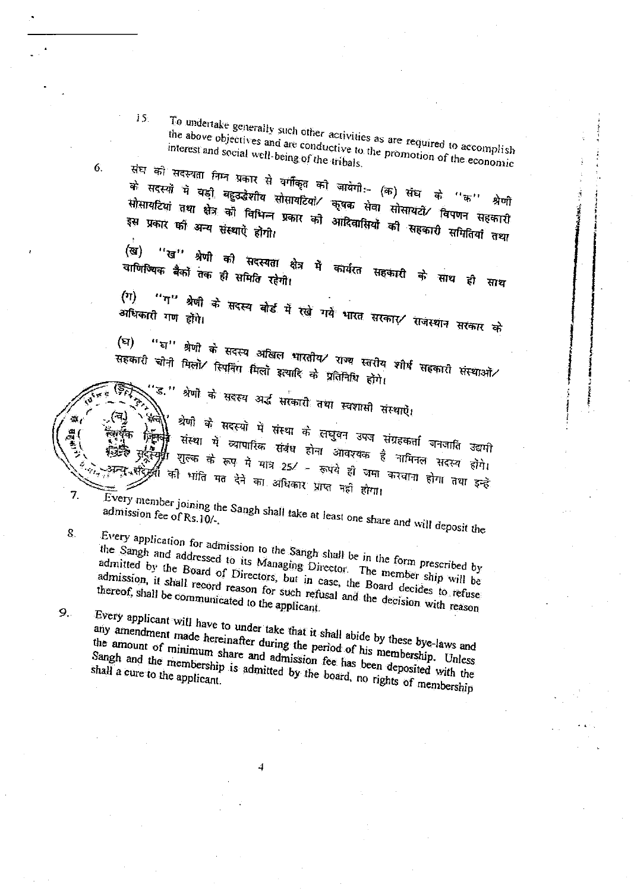15. To undertake generally such other activities as are required to accomplish the above objectives and are conductive to the promotion of the economic interest and social well-being of the tribals.

6. संघ की सदस्यता निम्न प्रकार से वर्गीकृत की जायेगी:- (क) संघ के "क" श्रेणी के सदस्यों में बड़ी बहुउद्देशीय सोसायटियां/ कृषक सेवा सोसायटी/ विपणन सहकारी सोसायटियां तथा क्षेत्र की विभिन्न प्रकार की आदिवासियों की सहकारी समितियां तथा इस प्रकार की अन्य संस्थाऐं होंगी।

   (ख) "ख" श्रेणी की सदस्यता क्षेत्र में कार्यरत सहकारी के साथ ही साथ वाणिज्यिक बैंकों तक ही समिति रहेगी।

   (ग) "ग" श्रेणी के सदस्य बोर्ड में रखे गये भारत सरकार/ राजस्थान सरकार के अधिकारी गण होंगे।

   (घ) "घ" श्रेणी के सदस्य अखिल भारतीय/ राज्य स्तरीय शीर्ष सहकारी संस्थाओं/ सहकारी चीनी मिलों/ स्पिनिंग मिलों इत्यादि के प्रतिनिधि होंगे।

   (ङ) "ङ." श्रेणी के सदस्य अर्द्ध सरकारी तथा स्वशासी संस्थाऐं।

   (च) "च" श्रेणी के सदस्यों में संस्था के लघुवन उपज संग्रहकर्ता जनजाति उद्यमी व्यक्ति जिनका संस्था में व्यापारिक संबंध होना आवश्यक है नामिनल सदस्य होंगे। इनसे सदस्यता शुल्क के रूप में मात्र 25/- रूपये ही जमा करवाना होगा तथा इन्हे अन्य सदस्यों की भांति मत देने का अधिकार प्राप्त नही होगा।

7. Every member joining the Sangh shall take at least one share and will deposit the admission fee of Rs.10/-.

8. Every application for admission to the Sangh shall be in the form prescribed by the Sangh and addressed to its Managing Director. The member ship will be admitted by the Board of Directors, but in case, the Board decides to refuse admission, it shall record reason for such refusal and the decision with reason thereof, shall be communicated to the applicant.

9. Every applicant will have to under take that it shall abide by these bye-laws and any amendment made hereinafter during the period of his membership. Unless the amount of minimum share and admission fee has been deposited with the Sangh and the membership is admitted by the board, no rights of membership shall a cure to the applicant.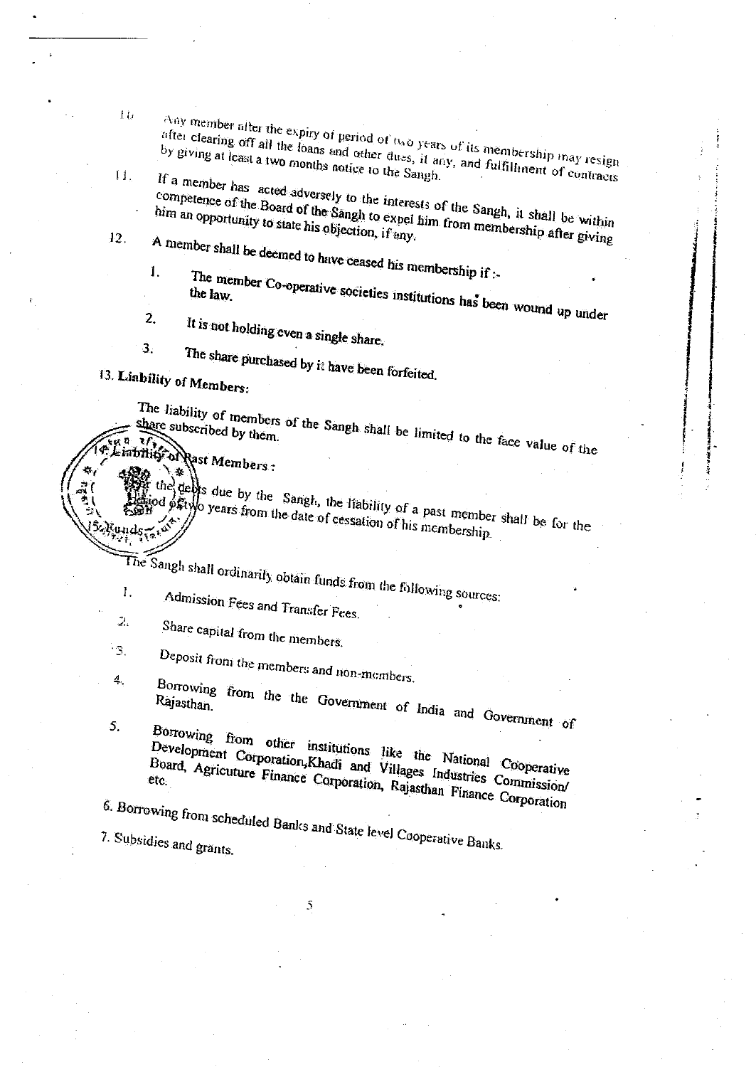10. Any member after the expiry of period of two years of its membership may resign after clearing off all the loans and other dues, if any, and fulfillment of contracts by giving at least a two months notice to the Sangh.

11. If a member has acted adversely to the interests of the Sangh, it shall be within competence of the Board of the Sangh to expel him from membership after giving him an opportunity to state his objection, if any.

12. A member shall be deemed to have ceased his membership if :-

    1. The member Co-operative societies institutions has been wound up under the law.
    2. It is not holding even a single share.
    3. The share purchased by it have been forfeited.

**13. Liability of Members:**

The liability of members of the Sangh shall be limited to the face value of the share subscribed by them.

**14. Liability of Past Members :**

For the debts due by the Sangh, the liability of a past member shall be for the period of two years from the date of cessation of his membership.

**15. Funds :**

The Sangh shall ordinarily obtain funds from the following sources:

1. Admission Fees and Transfer Fees.
2. Share capital from the members.
3. Deposit from the members and non-members.
4. Borrowing from the the Government of India and Government of Rajasthan.
5. Borrowing from other institutions like the National Cooperative Development Corporation, Khadi and Villages Industries Commission/ Board, Agricuture Finance Corporation, Rajasthan Finance Corporation etc.
6. Borrowing from scheduled Banks and State level Cooperative Banks.
7. Subsidies and grants.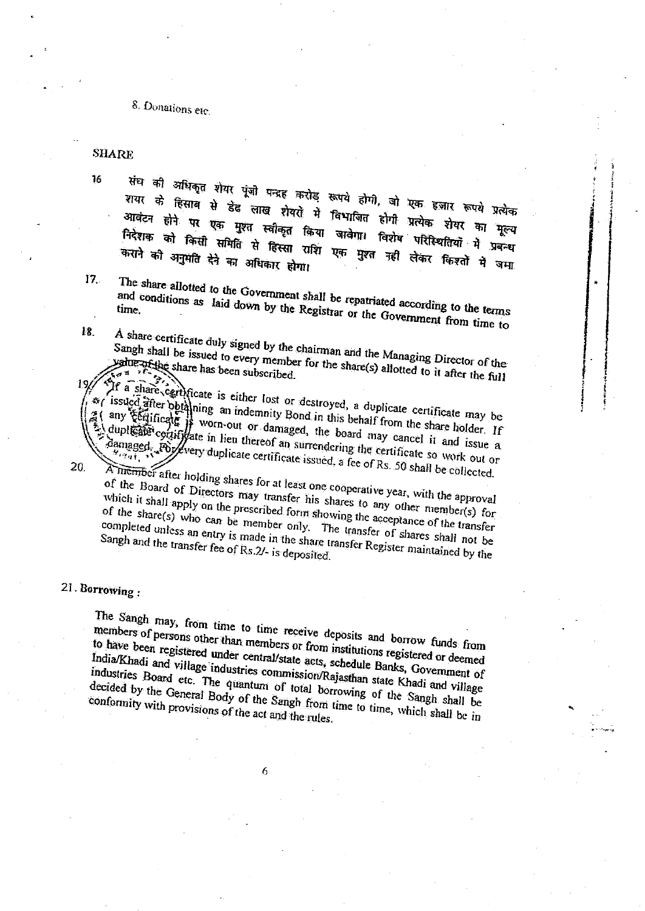8. Donations etc.

**SHARE**

16 संघ की अधिकृत शेयर पूंजी पन्द्रह करोड़ रूपये होगी, जो एक हजार रूपये प्रत्येक शेयर के हिसाब से डेढ लाख शेयरों में विभाजित होगी प्रत्येक शेयर का मूल्य आवंटन होने पर एक मुश्त स्वीकृत किया जावेगा। विशेष परिस्थितियों में प्रबन्ध निदेशक को किसी समिति से हिस्सा राशि एक मुश्त नहीं लेकर किश्तों में जमा कराने की अनुमति देने का अधिकार होगा।

17. The share allotted to the Government shall be repatriated according to the terms and conditions as laid down by the Registrar or the Government from time to time.

18. A share certificate duly signed by the chairman and the Managing Director of the Sangh shall be issued to every member for the share(s) allotted to it after the full value of the share has been subscribed.

19. If a share certificate is either lost or destroyed, a duplicate certificate may be issued after obtaining an indemnity Bond in this behalf from the share holder. If any certificate is worn-out or damaged, the board may cancel it and issue a duplicate certificate in lieu thereof an surrendering the certificate so work out or damaged. For every duplicate certificate issued, a fee of Rs. 50 shall be collected.

20. A member after holding shares for at least one cooperative year, with the approval of the Board of Directors may transfer his shares to any other member(s) for which it shall apply on the prescribed form showing the acceptance of the transfer of the share(s) who can be member only. The transfer of shares shall not be completed unless an entry is made in the share transfer Register maintained by the Sangh and the transfer fee of Rs.2/- is deposited.

## 21. Borrowing :

The Sangh may, from time to time receive deposits and borrow funds from members of persons other than members or from institutions registered or deemed to have been registered under central/state acts, schedule Banks, Government of India/Khadi and village industries commission/Rajasthan state Khadi and village industries Board etc. The quantum of total borrowing of the Sangh shall be decided by the General Body of the Sangh from time to time, which shall be in conformity with provisions of the act and the rules.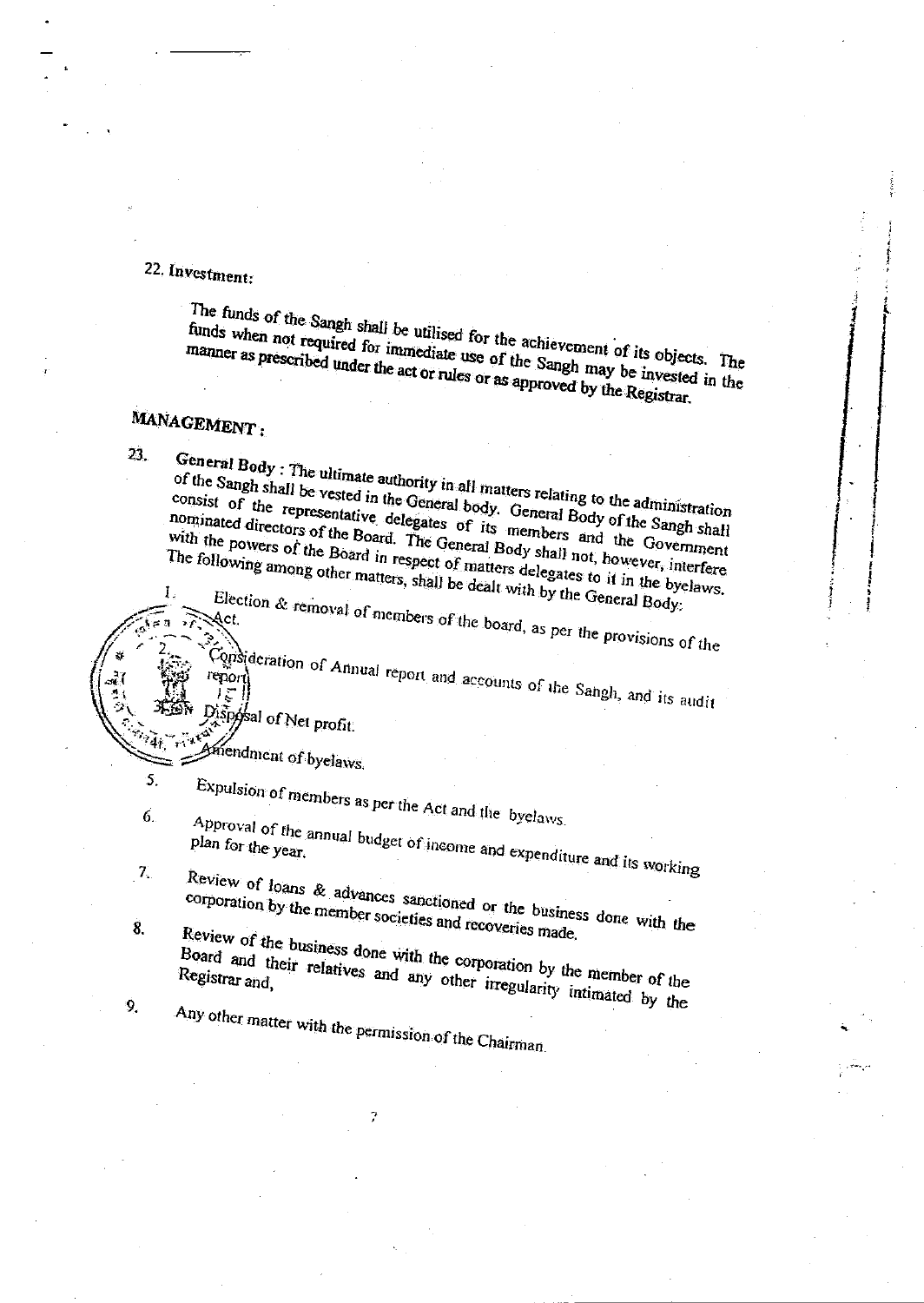## 22. Investment:

The funds of the Sangh shall be utilised for the achievement of its objects. The funds when not required for immediate use of the Sangh may be invested in the manner as prescribed under the act or rules or as approved by the Registrar.

## MANAGEMENT :

23. **General Body** : The ultimate authority in all matters relating to the administration of the Sangh shall be vested in the General body. General Body of the Sangh shall consist of the representative delegates of its members and the Government nominated directors of the Board. The General Body shall not, however, interfere with the powers of the Board in respect of matters delegates to it in the byelaws. The following among other matters, shall be dealt with by the General Body:

1. Election & removal of members of the board, as per the provisions of the Act.
2. Consideration of Annual report and accounts of the Sangh, and its audit report.
3. Disposal of Net profit.
4. Amendment of byelaws.
5. Expulsion of members as per the Act and the byelaws.
6. Approval of the annual budget of income and expenditure and its working plan for the year.
7. Review of loans & advances sanctioned or the business done with the corporation by the member societies and recoveries made.
8. Review of the business done with the corporation by the member of the Board and their relatives and any other irregularity intimated by the Registrar and,
9. Any other matter with the permission of the Chairman.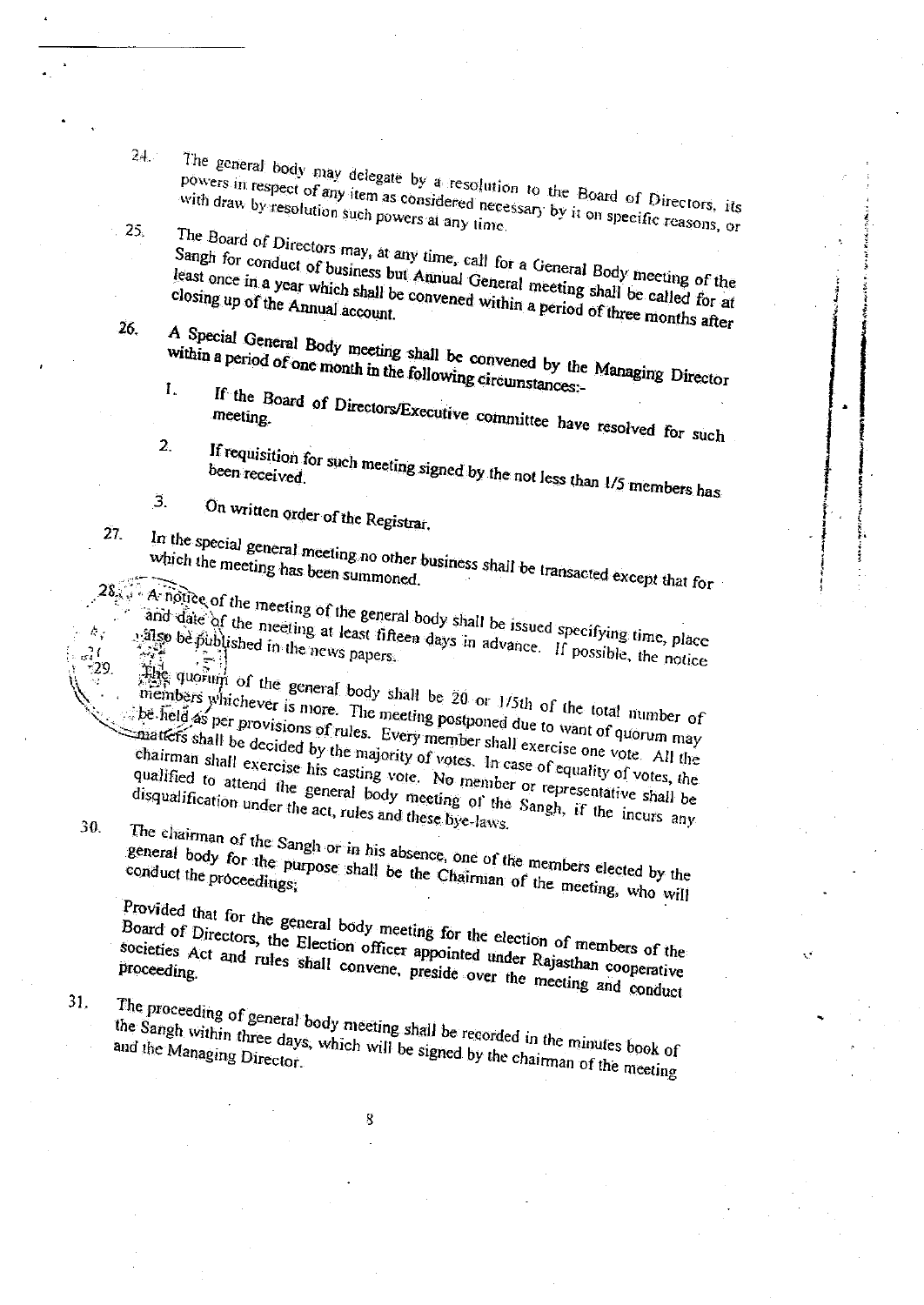24. The general body may delegate by a resolution to the Board of Directors, its powers in respect of any item as considered necessary by it on specific reasons, or with draw by resolution such powers at any time.

25. The Board of Directors may, at any time, call for a General Body meeting of the Sangh for conduct of business but Annual General meeting shall be called for at least once in a year which shall be convened within a period of three months after closing up of the Annual account.

26. A Special General Body meeting shall be convened by the Managing Director within a period of one month in the following circumstances:-

    1. If the Board of Directors/Executive committee have resolved for such meeting.

    2. If requisition for such meeting signed by the not less than 1/5 members has been received.

    3. On written order of the Registrar.

27. In the special general meeting no other business shall be transacted except that for which the meeting has been summoned.

28. A notice of the meeting of the general body shall be issued specifying time, place and date of the meeting at least fifteen days in advance. If possible, the notice also be published in the news papers.

29. The quorum of the general body shall be 20 or 1/5th of the total number of members whichever is more. The meeting postponed due to want of quorum may be held as per provisions of rules. Every member shall exercise one vote. All the matters shall be decided by the majority of votes. In case of equality of votes, the chairman shall exercise his casting vote. No member or representative shall be qualified to attend the general body meeting of the Sangh, if the incurs any disqualification under the act, rules and these bye-laws.

30. The chairman of the Sangh or in his absence, one of the members elected by the general body for the purpose shall be the Chairman of the meeting, who will conduct the proceedings;

    Provided that for the general body meeting for the election of members of the Board of Directors, the Election officer appointed under Rajasthan cooperative societies Act and rules shall convene, preside over the meeting and conduct proceeding.

31. The proceeding of general body meeting shall be recorded in the minutes book of the Sangh within three days, which will be signed by the chairman of the meeting and the Managing Director.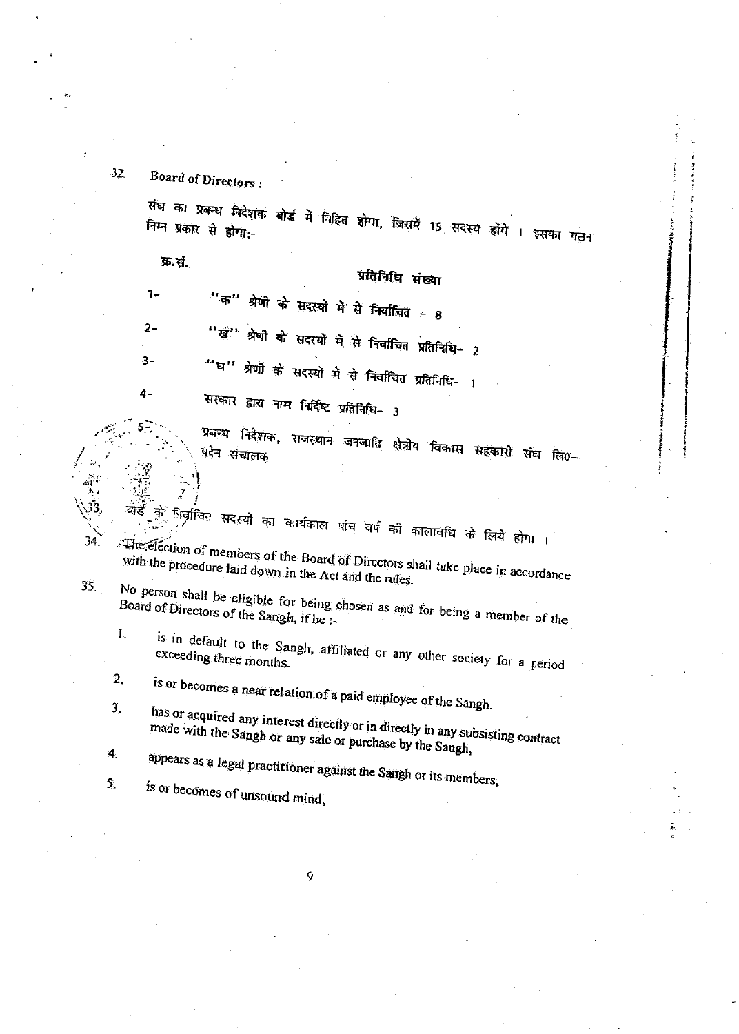32. **Board of Directors :**

संघ का प्रबन्ध निदेशक बोर्ड में निहित होगा, जिसमें 15 सदस्य होंगे । इसका गठन निम्न प्रकार से होगा:-

| क्र.सं. | प्रतिनिधि संख्या |
|---|---|
| 1- | "क" श्रेणी के सदस्यों में से निर्वाचित - 8 |
| 2- | "ख" श्रेणी के सदस्यों में से निर्वाचित प्रतिनिधि- 2 |
| 3- | "घ" श्रेणी के सदस्यों में से निर्वाचित प्रतिनिधि- 1 |
| 4- | सरकार द्वारा नाम निर्दिष्ट प्रतिनिधि- 3 |
| 5- | प्रबन्ध निदेशक, राजस्थान जनजाति क्षेत्रीय विकास सहकारी संघ लि0- पदेन संचालक |

33. बोर्ड के निर्वाचित सदस्यों का कार्यकाल पांच वर्ष की कालावधि के लिये होगा ।

34. The election of members of the Board of Directors shall take place in accordance with the procedure laid down in the Act and the rules.

35. No person shall be eligible for being chosen as and for being a member of the Board of Directors of the Sangh, if he :-

1. is in default to the Sangh, affiliated or any other society for a period exceeding three months.
2. is or becomes a near relation of a paid employee of the Sangh.
3. has or acquired any interest directly or in directly in any subsisting contract made with the Sangh or any sale or purchase by the Sangh,
4. appears as a legal practitioner against the Sangh or its members,
5. is or becomes of unsound mind,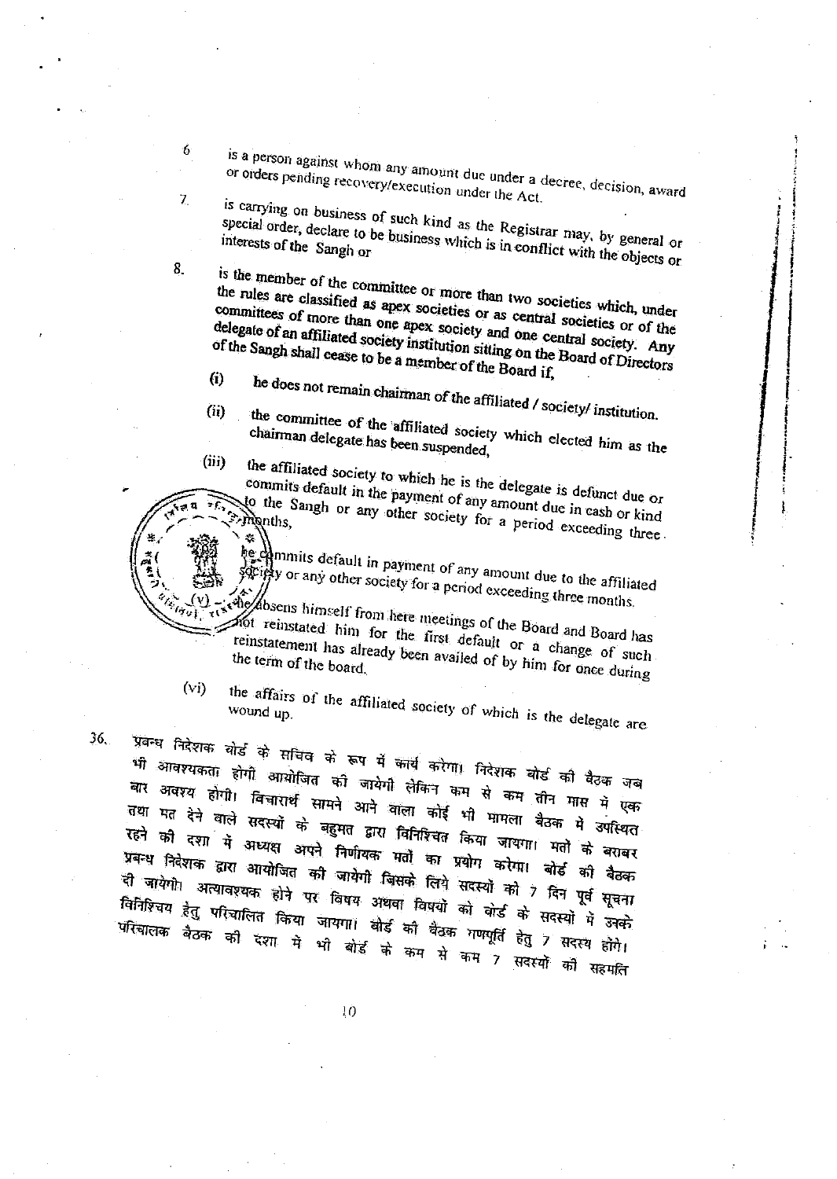6. is a person against whom any amount due under a decree, decision, award or orders pending recovery/execution under the Act.

7. is carrying on business of such kind as the Registrar may, by general or special order, declare to be business which is in conflict with the objects or interests of the Sangh or

8. is the member of the committee or more than two societies which, under the rules are classified as apex societies or as central societies or of the committees of more than one apex society and one central society. Any delegate of an affiliated society institution sitting on the Board of Directors of the Sangh shall cease to be a member of the Board if,

   (i) he does not remain chairman of the affiliated / society/ institution.

   (ii) the committee of the affiliated society which elected him as the chairman delegate has been suspended,

   (iii) the affiliated society to which he is the delegate is defunct due or commits default in the payment of any amount due in cash or kind to the Sangh or any other society for a period exceeding three months,

   (iv) he commits default in payment of any amount due to the affiliated society or any other society for a period exceeding three months.

   (v) he absens himself from here meetings of the Board and Board has not reinstated him for the first default or a change of such reinstatement has already been availed of by him for once during the term of the board.

   (vi) the affairs of the affiliated society of which is the delegate are wound up.

36. प्रबन्ध निदेशक बोर्ड के सचिव के रूप में कार्य करेगा। निदेशक बोर्ड की बैठक जब भी आवश्यकता होगी आयोजित की जायेगी लेकिन कम से कम तीन मास में एक बार अवश्य होगी। विचारार्थ सामने आने वाला कोई भी मामला बैठक में उपस्थित तथा मत देने वाले सदस्यों के बहुमत द्वारा विनिश्चित किया जायगा। मतों के बराबर रहने की दशा में अध्यक्ष अपने निर्णायक मतों का प्रयोग करेगा। बोर्ड की बैठक प्रबन्ध निदेशक द्वारा आयोजित की जायेगी जिसके लिये सदस्यों को 7 दिन पूर्व सूचना दी जायेगी। अत्यावश्यक होने पर विषय अथवा विषयों को बोर्ड के सदस्यों में उनके विनिश्चय हेतु परिचालित किया जायगा। बोर्ड की बैठक गणपूर्ति हेतु 7 सदस्य होंगे। परिचालक बैठक की दशा में भी बोर्ड के कम से कम 7 सदस्यों की सहमति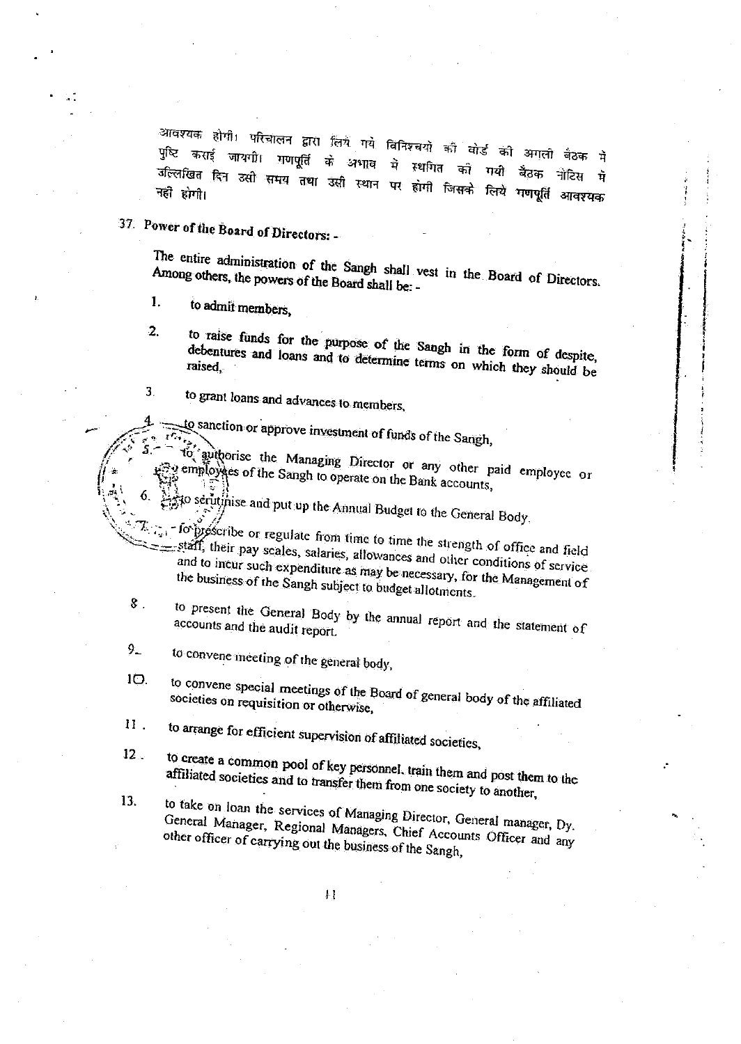आवश्यक होगी। परिचालन द्वारा लिये गये विनिश्चयों की बोर्ड की अगली बैठक में पुष्टि कराई जायगी। गणपूर्ति के अभाव में स्थगित की गयी बैठक नोटिस में उल्लिखित दिन उसी समय तथा उसी स्थान पर होगी जिसके लिये गणपूर्ति आवश्यक नहीं होगी।

## 37. Power of the Board of Directors: -

The entire administration of the Sangh shall vest in the Board of Directors. Among others, the powers of the Board shall be: -

1. to admit members,
2. to raise funds for the purpose of the Sangh in the form of despite, debentures and loans and to determine terms on which they should be raised,
3. to grant loans and advances to members,
4. to sanction or approve investment of funds of the Sangh,
5. to authorise the Managing Director or any other paid employee or employees of the Sangh to operate on the Bank accounts,
6. to scrutinise and put up the Annual Budget to the General Body.
7. to prescribe or regulate from time to time the strength of office and field staff, their pay scales, salaries, allowances and other conditions of service and to incur such expenditure as may be necessary, for the Management of the business of the Sangh subject to budget allotments.
8. to present the General Body by the annual report and the statement of accounts and the audit report.
9. to convene meeting of the general body,
10. to convene special meetings of the Board of general body of the affiliated societies on requisition or otherwise,
11. to arrange for efficient supervision of affiliated societies,
12. to create a common pool of key personnel, train them and post them to the affiliated societies and to transfer them from one society to another,
13. to take on loan the services of Managing Director, General manager, Dy. General Manager, Regional Managers, Chief Accounts Officer and any other officer of carrying out the business of the Sangh,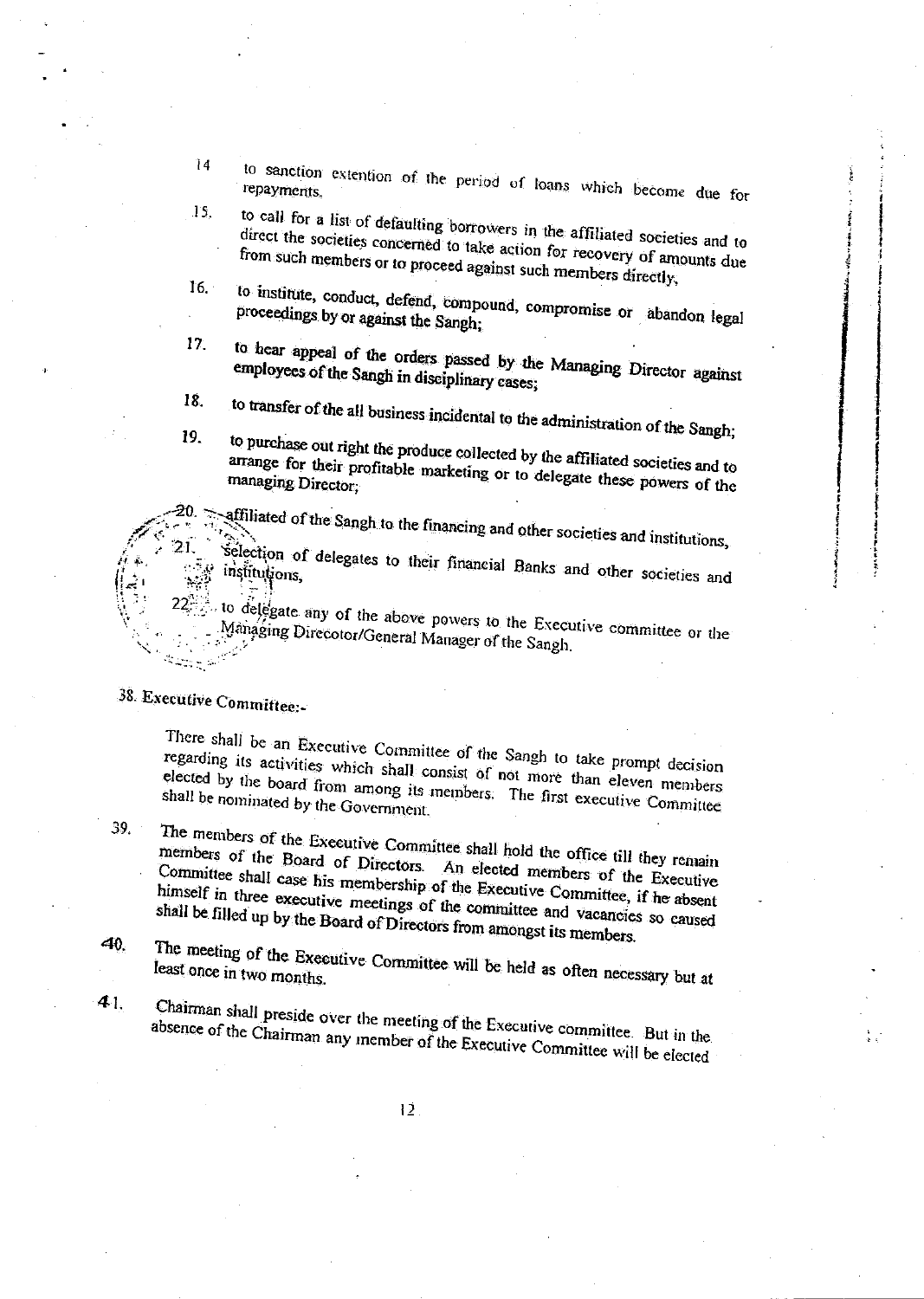14. to sanction extention of the period of loans which become due for repayments.

15. to call for a list of defaulting borrowers in the affiliated societies and to direct the societies concerned to take action for recovery of amounts due from such members or to proceed against such members directly,

16. to institute, conduct, defend, compound, compromise or abandon legal proceedings by or against the Sangh;

17. to hear appeal of the orders passed by the Managing Director against employees of the Sangh in disciplinary cases;

18. to transfer of the all business incidental to the administration of the Sangh;

19. to purchase out right the produce collected by the affiliated societies and to arrange for their profitable marketing or to delegate these powers of the managing Director;

20. affiliated of the Sangh to the financing and other societies and institutions,

21. Selection of delegates to their financial Banks and other societies and institutions,

22. to delegate any of the above powers to the Executive committee or the Managing Direcotor/General Manager of the Sangh.

38. Executive Committee:-

There shall be an Executive Committee of the Sangh to take prompt decision regarding its activities which shall consist of not more than eleven members elected by the board from among its members. The first executive Committee shall be nominated by the Government.

39. The members of the Executive Committee shall hold the office till they remain members of the Board of Directors. An elected members of the Executive Committee shall case his membership of the Executive Committee, if he absent himself in three executive meetings of the committee and vacancies so caused shall be filled up by the Board of Directors from amongst its members.

40. The meeting of the Executive Committee will be held as often necessary but at least once in two months.

41. Chairman shall preside over the meeting of the Executive committee. But in the absence of the Chairman any member of the Executive Committee will be elected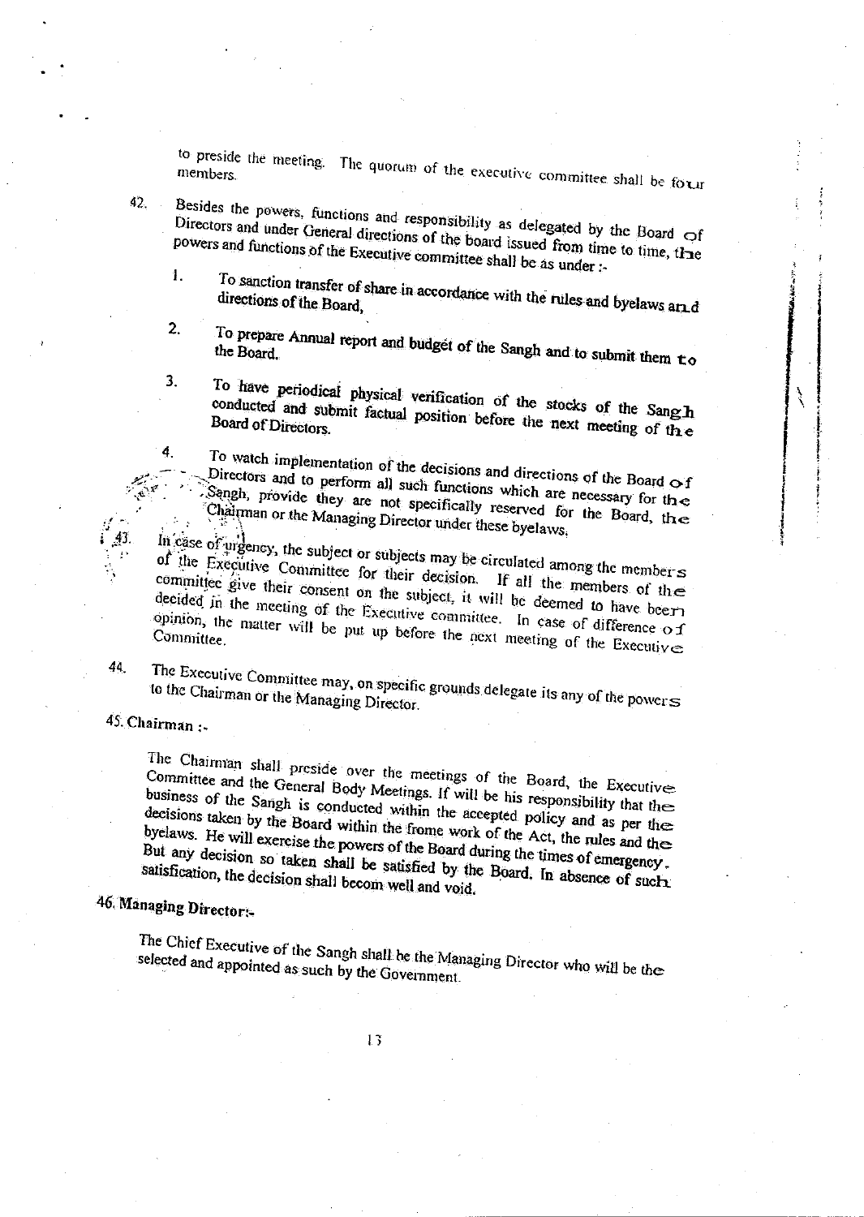to preside the meeting. The quorum of the executive committee shall be four members.

42. Besides the powers, functions and responsibility as delegated by the Board of Directors and under General directions of the board issued from time to time, the powers and functions of the Executive committee shall be as under :-

1. To sanction transfer of share in accordance with the rules and byelaws and directions of the Board,

2. To prepare Annual report and budget of the Sangh and to submit them to the Board.

3. To have periodical physical verification of the stocks of the Sangh conducted and submit factual position before the next meeting of the Board of Directors.

4. To watch implementation of the decisions and directions of the Board of Directors and to perform all such functions which are necessary for the Sangh, provide they are not specifically reserved for the Board, the Chairman or the Managing Director under these byelaws.

43. In case of urgency, the subject or subjects may be circulated among the members of the Executive Committee for their decision. If all the members of the committee give their consent on the subject, it will be deemed to have been decided in the meeting of the Executive committee. In case of difference of opinion, the matter will be put up before the next meeting of the Executive Committee.

44. The Executive Committee may, on specific grounds delegate its any of the powers to the Chairman or the Managing Director.

**45. Chairman :-**

The Chairman shall preside over the meetings of the Board, the Executive Committee and the General Body Meetings. If will be his responsibility that the business of the Sangh is conducted within the accepted policy and as per the decisions taken by the Board within the frome work of the Act, the rules and the byelaws. He will exercise the powers of the Board during the times of emergency. But any decision so taken shall be satisfied by the Board. In absence of such satisfication, the decision shall becom well and void.

**46. Managing Director:-**

The Chief Executive of the Sangh shall be the Managing Director who will be the selected and appointed as such by the Government.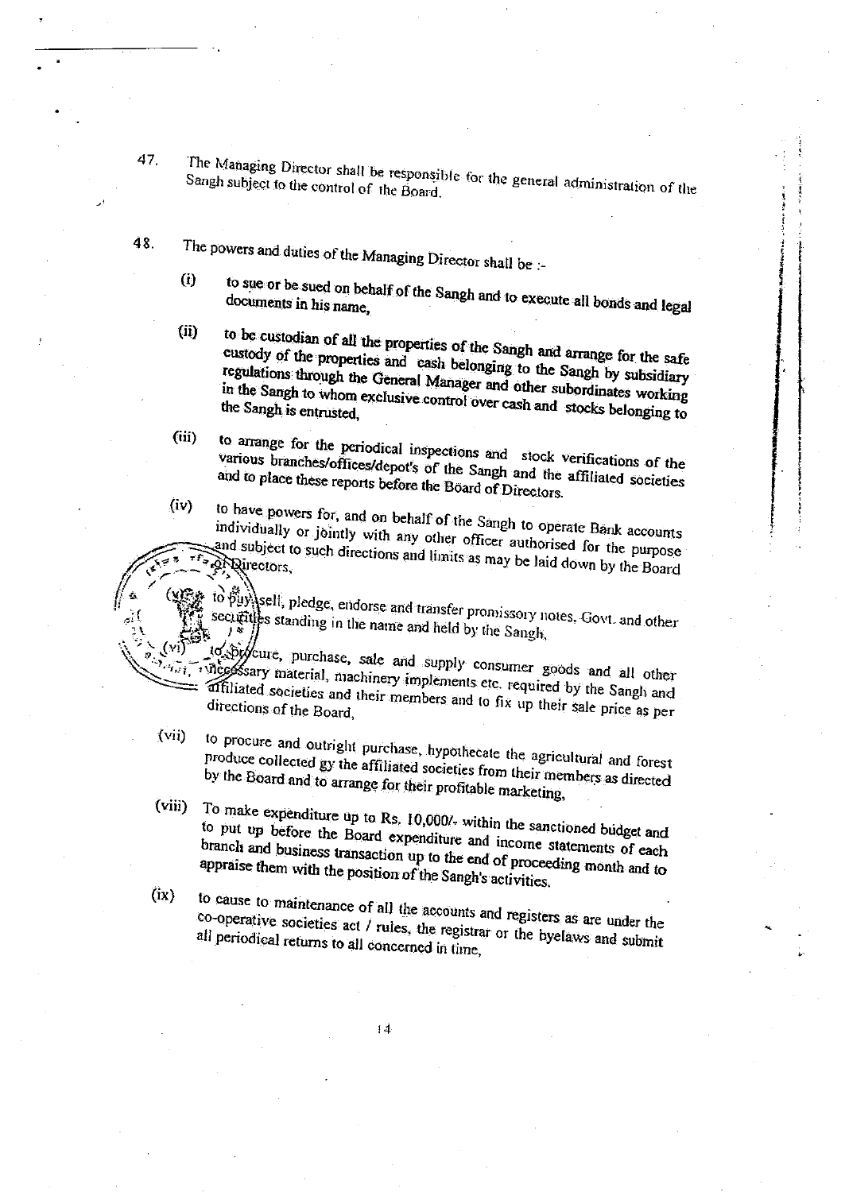47. The Managing Director shall be responsible for the general administration of the Sangh subject to the control of the Board.

48. The powers and duties of the Managing Director shall be :-

(i) to sue or be sued on behalf of the Sangh and to execute all bonds and legal documents in his name,

(ii) to be custodian of all the properties of the Sangh and arrange for the safe custody of the properties and cash belonging to the Sangh by subsidiary regulations through the General Manager and other subordinates working in the Sangh to whom exclusive control over cash and stocks belonging to the Sangh is entrusted,

(iii) to arrange for the periodical inspections and stock verifications of the various branches/offices/depot's of the Sangh and the affiliated societies and to place these reports before the Board of Directors.

(iv) to have powers for, and on behalf of the Sangh to operate Bank accounts individually or jointly with any other officer authorised for the purpose and subject to such directions and limits as may be laid down by the Board of Directors,

(v) to buy, sell, pledge, endorse and transfer promissory notes, Govt. and other securities standing in the name and held by the Sangh,

(vi) to procure, purchase, sale and supply consumer goods and all other necessary material, machinery implements etc. required by the Sangh and affiliated societies and their members and to fix up their sale price as per directions of the Board,

(vii) to procure and outright purchase, hypothecate the agricultural and forest produce collected gy the affiliated societies from their members as directed by the Board and to arrange for their profitable marketing,

(viii) To make expenditure up to Rs. 10,000/- within the sanctioned budget and to put up before the Board expenditure and income statements of each branch and business transaction up to the end of proceeding month and to appraise them with the position of the Sangh's activities.

(ix) to cause to maintenance of all the accounts and registers as are under the co-operative societies act / rules, the registrar or the byelaws and submit all periodical returns to all concerned in time,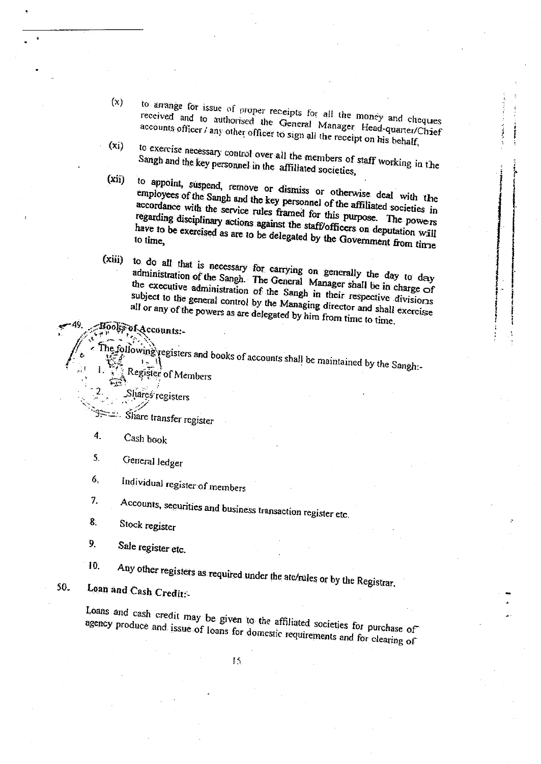(x) to arrange for issue of proper receipts for all the money and cheques received and to authorised the General Manager Head-quarter/Chief accounts officer / any other officer to sign all the receipt on his behalf,

(xi) to exercise necessary control over all the members of staff working in the Sangh and the key personnel in the affiliated societies,

(xii) to appoint, suspend, remove or dismiss or otherwise deal with the employees of the Sangh and the key personnel of the affiliated societies in accordance with the service rules framed for this purpose. The powers regarding disciplinary actions against the staff/officers on deputation will have to be exercised as are to be delegated by the Government from time to time,

(xiii) to do all that is necessary for carrying on generally the day to day administration of the Sangh. The General Manager shall be in charge of the executive administration of the Sangh in their respective divisions subject to the general control by the Managing director and shall exercise all or any of the powers as are delegated by him from time to time.

## 49. Books of Accounts:-

The following registers and books of accounts shall be maintained by the Sangh:-

1. Register of Members
2. Shares registers
3. Share transfer register
4. Cash book
5. General ledger
6. Individual register of members
7. Accounts, securities and business transaction register etc.
8. Stock register
9. Sale register etc.
10. Any other registers as required under the atc/rules or by the Registrar.

## 50. Loan and Cash Credit:-

Loans and cash credit may be given to the affiliated societies for purchase of agency produce and issue of loans for domestic requirements and for clearing of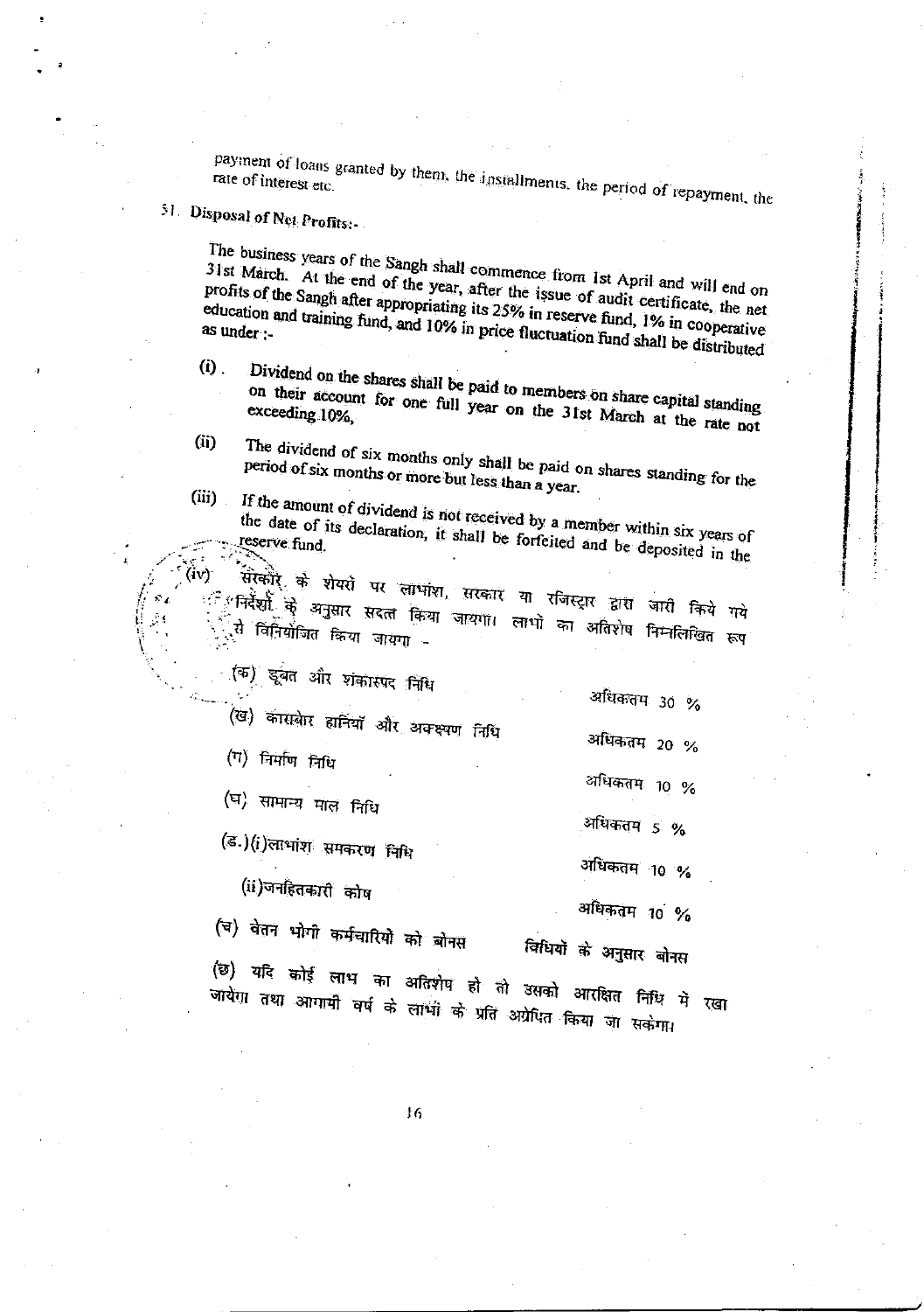payment of loans granted by them, the installments, the period of repayment, the rate of interest etc.

51. **Disposal of Net Profits:-**

The business years of the Sangh shall commence from 1st April and will end on 31st March. At the end of the year, after the issue of audit certificate, the net profits of the Sangh after appropriating its 25% in reserve fund, 1% in cooperative education and training fund, and 10% in price fluctuation fund shall be distributed as under :-

(i). Dividend on the shares shall be paid to members on share capital standing on their account for one full year on the 31st March at the rate not exceeding 10%,

(ii) The dividend of six months only shall be paid on shares standing for the period of six months or more but less than a year.

(iii) If the amount of dividend is not received by a member within six years of the date of its declaration, it shall be forfeited and be deposited in the reserve fund.

(iv) सरकार के शेयरों पर लाभांश, सरकार या रजिस्ट्रार द्वारा जारी किये गये निर्देशों के अनुसार संदत्त किया जायगा। लाभों का अतिशेष निम्नलिखित रूप से विनियोजित किया जायगा -

| | |
|---|---|
| (क) डूबत और शंकास्पद निधि | अधिकतम 30 % |
| (ख) कारबोर हानियाँ और अवक्षयण निधि | अधिकतम 20 % |
| (ग) निर्माण निधि | अधिकतम 10 % |
| (घ) सामान्य माल निधि | अधिकतम 5 % |
| (ङ.)(i)लाभांश समकरण निधि | अधिकतम 10 % |
| (ii)जनहितकारी कोष | अधिकतम 10 % |
| (च) वेतन भोगी कर्मचारियों को बोनस | विधियों के अनुसार बोनस |

(छ) यदि कोई लाभ का अतिशेष हो तो उसको आरक्षित निधि में रखा जायेगा तथा आगामी वर्ष के लाभों के प्रति अग्रेषित किया जा सकेगा।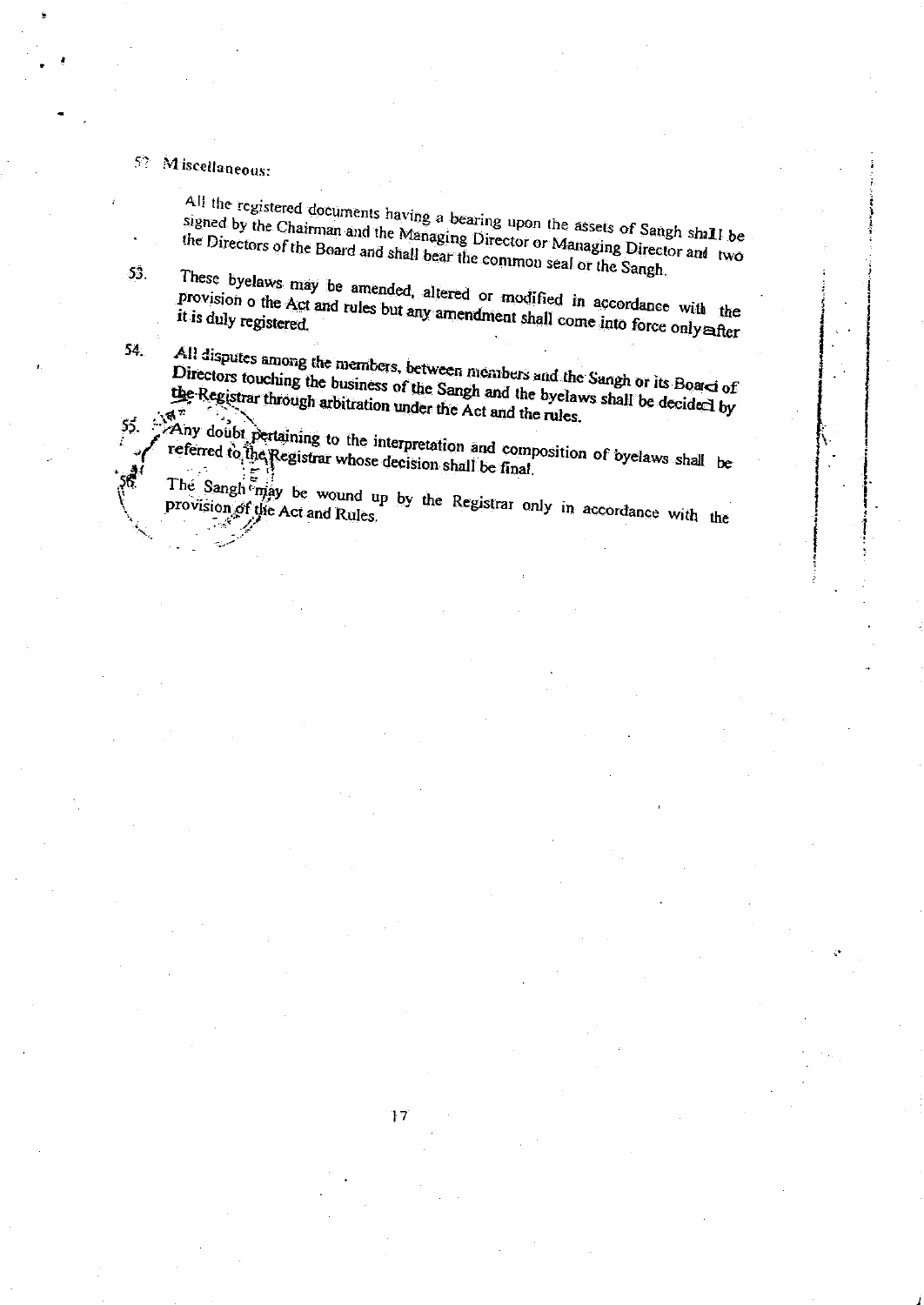52. Miscellaneous:

All the registered documents having a bearing upon the assets of Sangh shall be signed by the Chairman and the Managing Director or Managing Director and two the Directors of the Board and shall bear the common seal or the Sangh.

53. These byelaws may be amended, altered or modified in accordance with the provision o the Act and rules but any amendment shall come into force only after it is duly registered.

54. All disputes among the members, between members and the Sangh or its Board of Directors touching the business of the Sangh and the byelaws shall be decided by the Registrar through arbitration under the Act and the rules.

55. Any doubt pertaining to the interpretation and composition of byelaws shall be referred to the Registrar whose decision shall be final.

56. The Sangh may be wound up by the Registrar only in accordance with the provision of the Act and Rules.